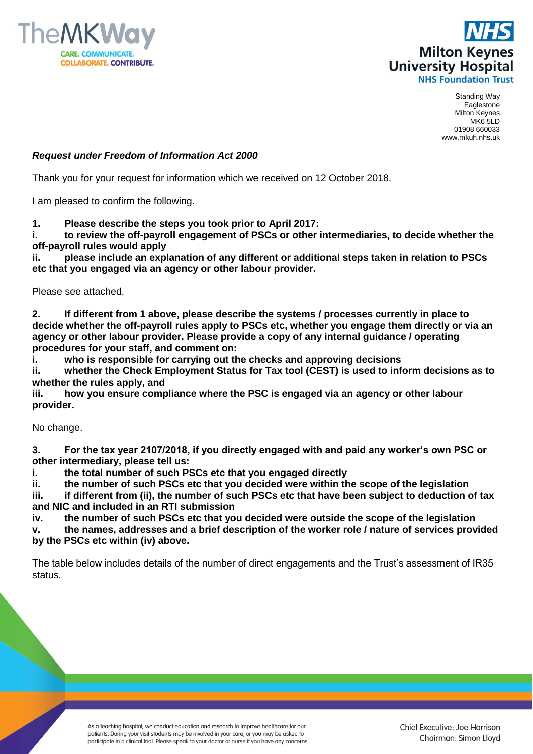Standing Way
Eaglestone
Milton Keynes
MK6 5LD
01908 660033
www.mkuh.nhs.uk

***Request under Freedom of Information Act 2000***

Thank you for your request for information which we received on 12 October 2018.

I am pleased to confirm the following.

**1. Please describe the steps you took prior to April 2017:**

**i. to review the off-payroll engagement of PSCs or other intermediaries, to decide whether the off-payroll rules would apply**

**ii. please include an explanation of any different or additional steps taken in relation to PSCs etc that you engaged via an agency or other labour provider.**

Please see attached.

**2. If different from 1 above, please describe the systems / processes currently in place to decide whether the off-payroll rules apply to PSCs etc, whether you engage them directly or via an agency or other labour provider. Please provide a copy of any internal guidance / operating procedures for your staff, and comment on:**

**i. who is responsible for carrying out the checks and approving decisions**

**ii. whether the Check Employment Status for Tax tool (CEST) is used to inform decisions as to whether the rules apply, and**

**iii. how you ensure compliance where the PSC is engaged via an agency or other labour provider.**

No change.

**3. For the tax year 2107/2018, if you directly engaged with and paid any worker's own PSC or other intermediary, please tell us:**

**i. the total number of such PSCs etc that you engaged directly**

**ii. the number of such PSCs etc that you decided were within the scope of the legislation**

**iii. if different from (ii), the number of such PSCs etc that have been subject to deduction of tax and NIC and included in an RTI submission**

**iv. the number of such PSCs etc that you decided were outside the scope of the legislation**

**v. the names, addresses and a brief description of the worker role / nature of services provided by the PSCs etc within (iv) above.**

The table below includes details of the number of direct engagements and the Trust's assessment of IR35 status.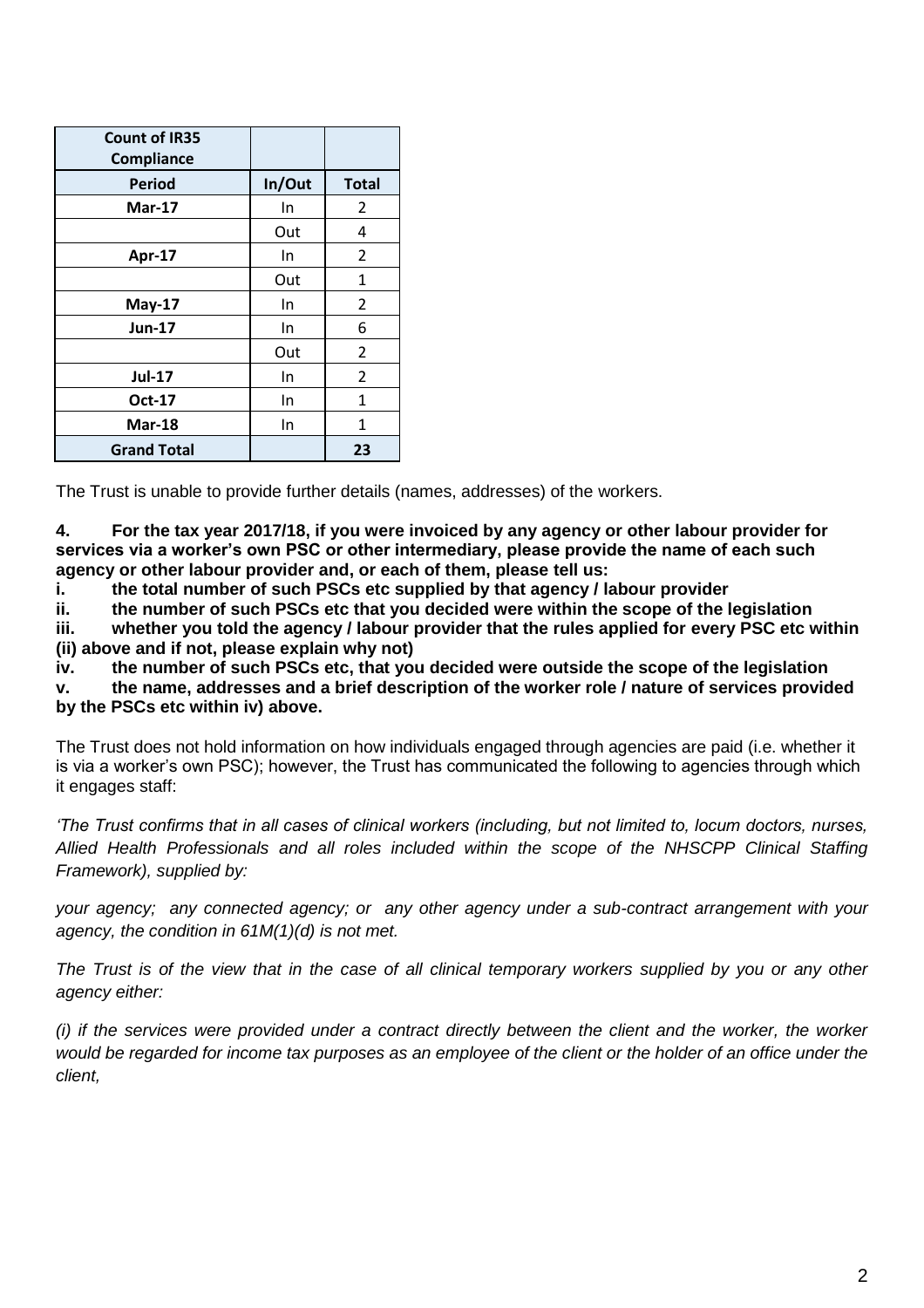| Count of IR35 Compliance | | |
|---|---|---|
| **Period** | **In/Out** | **Total** |
| **Mar-17** | In | 2 |
| | Out | 4 |
| **Apr-17** | In | 2 |
| | Out | 1 |
| **May-17** | In | 2 |
| **Jun-17** | In | 6 |
| | Out | 2 |
| **Jul-17** | In | 2 |
| **Oct-17** | In | 1 |
| **Mar-18** | In | 1 |
| **Grand Total** | | **23** |

The Trust is unable to provide further details (names, addresses) of the workers.

**4. For the tax year 2017/18, if you were invoiced by any agency or other labour provider for services via a worker's own PSC or other intermediary, please provide the name of each such agency or other labour provider and, or each of them, please tell us:**

**i. the total number of such PSCs etc supplied by that agency / labour provider**

**ii. the number of such PSCs etc that you decided were within the scope of the legislation**

**iii. whether you told the agency / labour provider that the rules applied for every PSC etc within (ii) above and if not, please explain why not)**

**iv. the number of such PSCs etc, that you decided were outside the scope of the legislation**

**v. the name, addresses and a brief description of the worker role / nature of services provided by the PSCs etc within iv) above.**

The Trust does not hold information on how individuals engaged through agencies are paid (i.e. whether it is via a worker's own PSC); however, the Trust has communicated the following to agencies through which it engages staff:

*'The Trust confirms that in all cases of clinical workers (including, but not limited to, locum doctors, nurses, Allied Health Professionals and all roles included within the scope of the NHSCPP Clinical Staffing Framework), supplied by:*

*your agency; any connected agency; or any other agency under a sub-contract arrangement with your agency, the condition in 61M(1)(d) is not met.*

*The Trust is of the view that in the case of all clinical temporary workers supplied by you or any other agency either:*

*(i) if the services were provided under a contract directly between the client and the worker, the worker would be regarded for income tax purposes as an employee of the client or the holder of an office under the client,*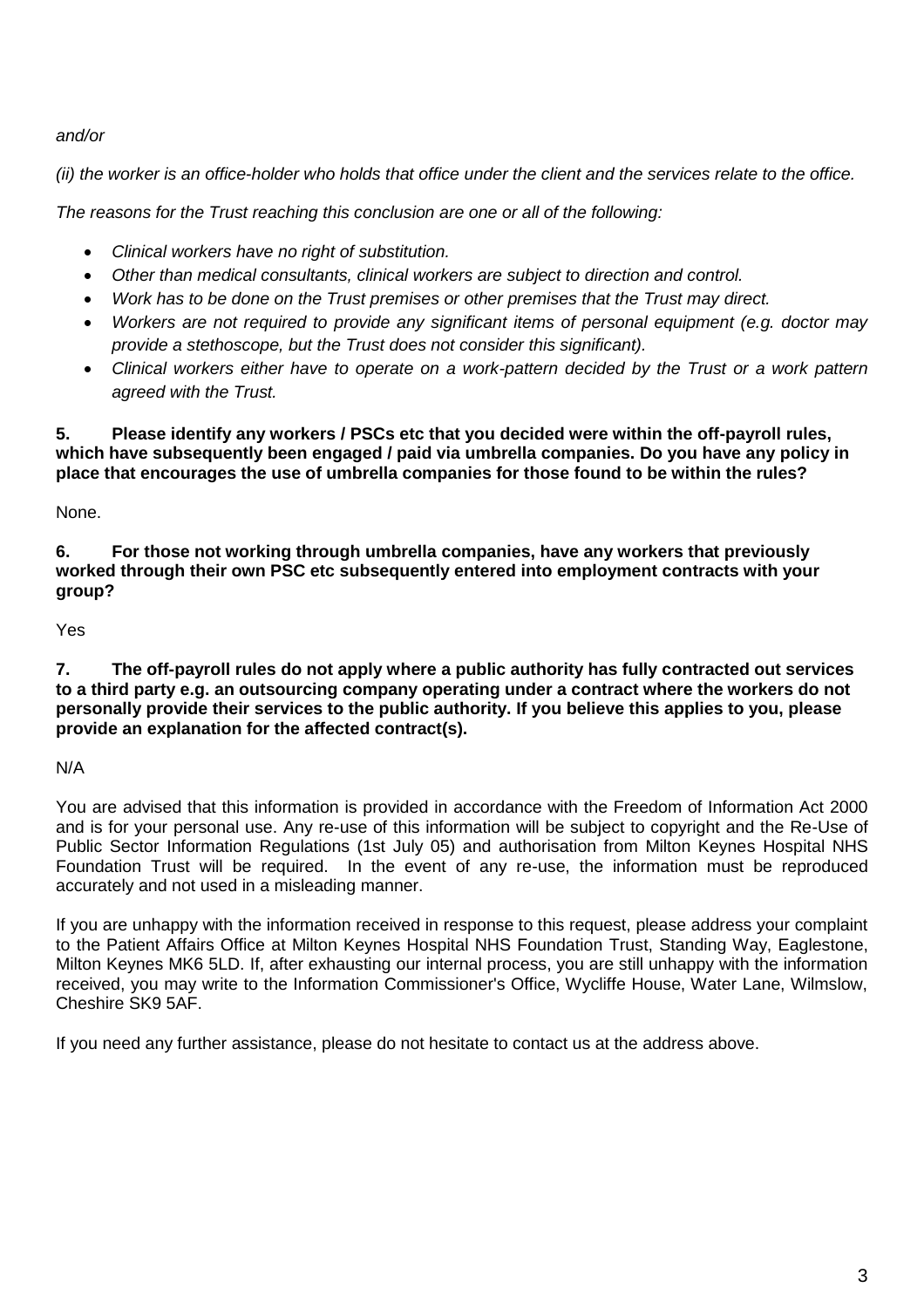*and/or*

*(ii) the worker is an office-holder who holds that office under the client and the services relate to the office.*

*The reasons for the Trust reaching this conclusion are one or all of the following:*

- *Clinical workers have no right of substitution.*
- *Other than medical consultants, clinical workers are subject to direction and control.*
- *Work has to be done on the Trust premises or other premises that the Trust may direct.*
- *Workers are not required to provide any significant items of personal equipment (e.g. doctor may provide a stethoscope, but the Trust does not consider this significant).*
- *Clinical workers either have to operate on a work-pattern decided by the Trust or a work pattern agreed with the Trust.*

**5. Please identify any workers / PSCs etc that you decided were within the off-payroll rules, which have subsequently been engaged / paid via umbrella companies. Do you have any policy in place that encourages the use of umbrella companies for those found to be within the rules?**

None.

**6. For those not working through umbrella companies, have any workers that previously worked through their own PSC etc subsequently entered into employment contracts with your group?**

Yes

**7. The off-payroll rules do not apply where a public authority has fully contracted out services to a third party e.g. an outsourcing company operating under a contract where the workers do not personally provide their services to the public authority. If you believe this applies to you, please provide an explanation for the affected contract(s).**

N/A

You are advised that this information is provided in accordance with the Freedom of Information Act 2000 and is for your personal use. Any re-use of this information will be subject to copyright and the Re-Use of Public Sector Information Regulations (1st July 05) and authorisation from Milton Keynes Hospital NHS Foundation Trust will be required. In the event of any re-use, the information must be reproduced accurately and not used in a misleading manner.

If you are unhappy with the information received in response to this request, please address your complaint to the Patient Affairs Office at Milton Keynes Hospital NHS Foundation Trust, Standing Way, Eaglestone, Milton Keynes MK6 5LD. If, after exhausting our internal process, you are still unhappy with the information received, you may write to the Information Commissioner's Office, Wycliffe House, Water Lane, Wilmslow, Cheshire SK9 5AF.

If you need any further assistance, please do not hesitate to contact us at the address above.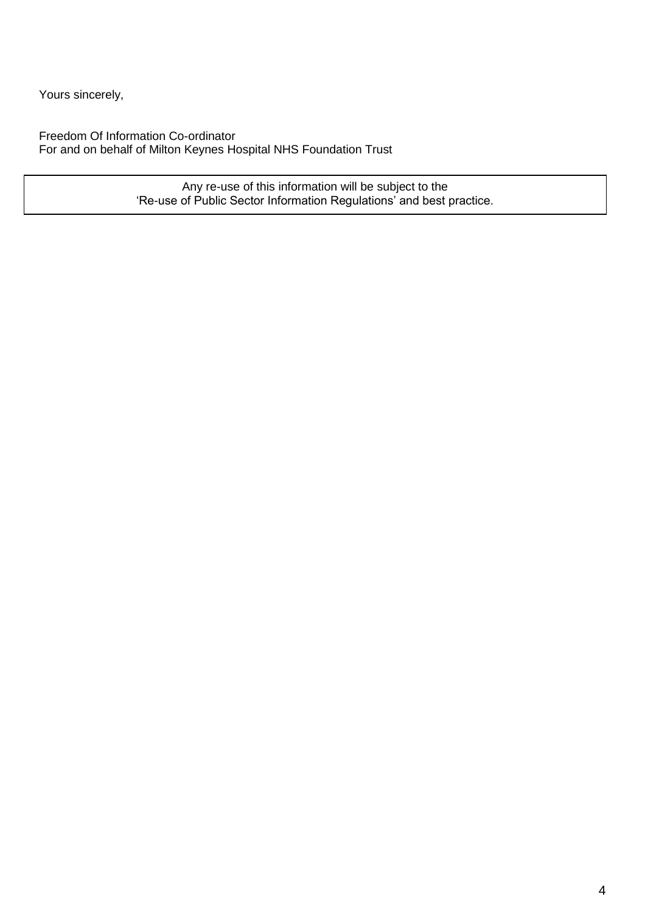Yours sincerely,

Freedom Of Information Co-ordinator
For and on behalf of Milton Keynes Hospital NHS Foundation Trust

| |
|---|
| Any re-use of this information will be subject to the 'Re-use of Public Sector Information Regulations' and best practice. |